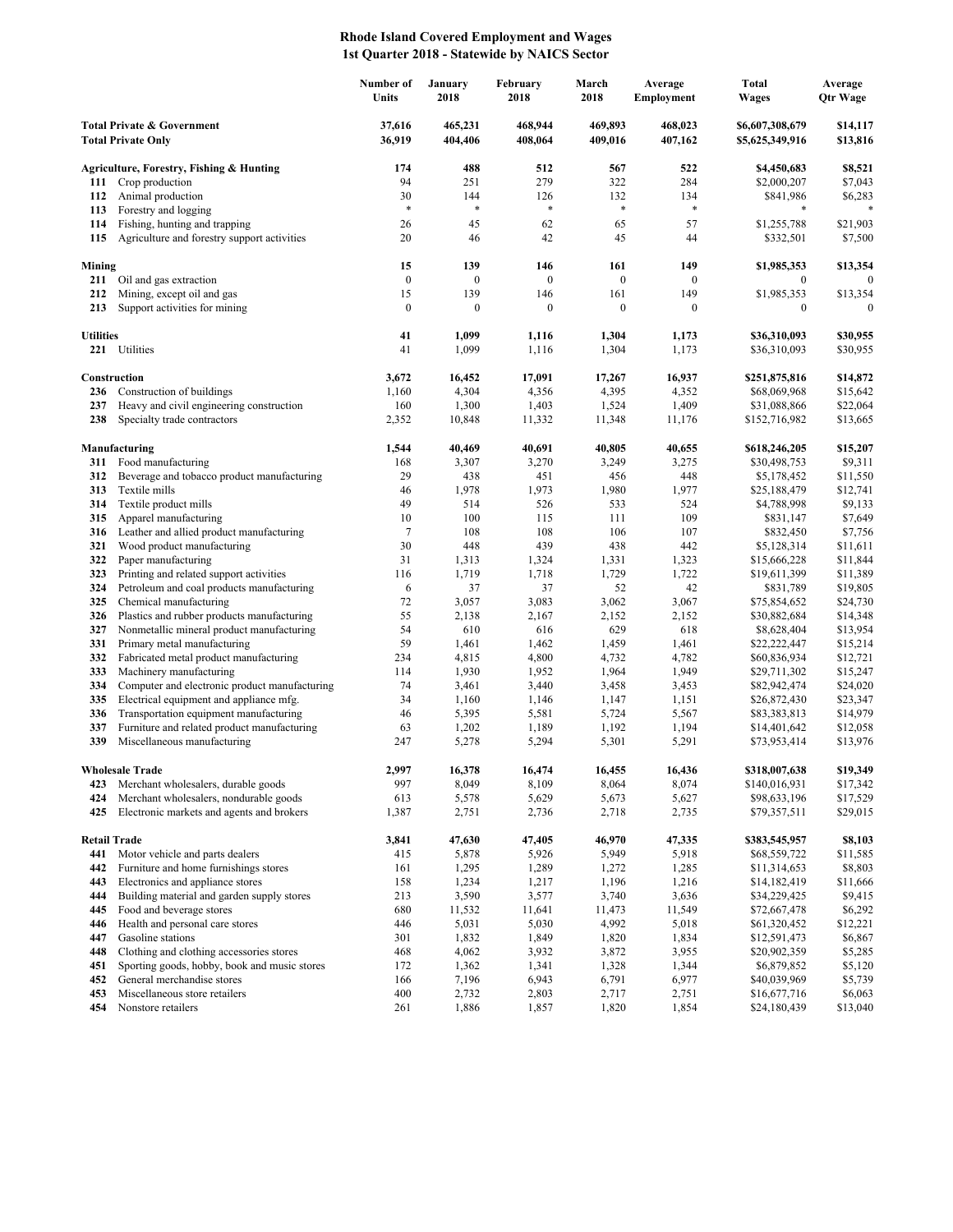# Rhode Island Covered Employment and Wages
## 1st Quarter 2018 - Statewide by NAICS Sector

| | | Number of Units | January 2018 | February 2018 | March 2018 | Average Employment | Total Wages | Average Qtr Wage |
|---|---|---|---|---|---|---|---|---|
| **Total Private & Government** | | **37,616** | **465,231** | **468,944** | **469,893** | **468,023** | **$6,607,308,679** | **$14,117** |
| **Total Private Only** | | **36,919** | **404,406** | **408,064** | **409,016** | **407,162** | **$5,625,349,916** | **$13,816** |
| **Agriculture, Forestry, Fishing & Hunting** | | **174** | **488** | **512** | **567** | **522** | **$4,450,683** | **$8,521** |
| **111** | Crop production | 94 | 251 | 279 | 322 | 284 | $2,000,207 | $7,043 |
| **112** | Animal production | 30 | 144 | 126 | 132 | 134 | $841,986 | $6,283 |
| **113** | Forestry and logging | * | * | * | * | * | * | * |
| **114** | Fishing, hunting and trapping | 26 | 45 | 62 | 65 | 57 | $1,255,788 | $21,903 |
| **115** | Agriculture and forestry support activities | 20 | 46 | 42 | 45 | 44 | $332,501 | $7,500 |
| **Mining** | | **15** | **139** | **146** | **161** | **149** | **$1,985,353** | **$13,354** |
| **211** | Oil and gas extraction | 0 | 0 | 0 | 0 | 0 | 0 | 0 |
| **212** | Mining, except oil and gas | 15 | 139 | 146 | 161 | 149 | $1,985,353 | $13,354 |
| **213** | Support activities for mining | 0 | 0 | 0 | 0 | 0 | 0 | 0 |
| **Utilities** | | **41** | **1,099** | **1,116** | **1,304** | **1,173** | **$36,310,093** | **$30,955** |
| **221** | Utilities | 41 | 1,099 | 1,116 | 1,304 | 1,173 | $36,310,093 | $30,955 |
| **Construction** | | **3,672** | **16,452** | **17,091** | **17,267** | **16,937** | **$251,875,816** | **$14,872** |
| **236** | Construction of buildings | 1,160 | 4,304 | 4,356 | 4,395 | 4,352 | $68,069,968 | $15,642 |
| **237** | Heavy and civil engineering construction | 160 | 1,300 | 1,403 | 1,524 | 1,409 | $31,088,866 | $22,064 |
| **238** | Specialty trade contractors | 2,352 | 10,848 | 11,332 | 11,348 | 11,176 | $152,716,982 | $13,665 |
| **Manufacturing** | | **1,544** | **40,469** | **40,691** | **40,805** | **40,655** | **$618,246,205** | **$15,207** |
| **311** | Food manufacturing | 168 | 3,307 | 3,270 | 3,249 | 3,275 | $30,498,753 | $9,311 |
| **312** | Beverage and tobacco product manufacturing | 29 | 438 | 451 | 456 | 448 | $5,178,452 | $11,550 |
| **313** | Textile mills | 46 | 1,978 | 1,973 | 1,980 | 1,977 | $25,188,479 | $12,741 |
| **314** | Textile product mills | 49 | 514 | 526 | 533 | 524 | $4,788,998 | $9,133 |
| **315** | Apparel manufacturing | 10 | 100 | 115 | 111 | 109 | $831,147 | $7,649 |
| **316** | Leather and allied product manufacturing | 7 | 108 | 108 | 106 | 107 | $832,450 | $7,756 |
| **321** | Wood product manufacturing | 30 | 448 | 439 | 438 | 442 | $5,128,314 | $11,611 |
| **322** | Paper manufacturing | 31 | 1,313 | 1,324 | 1,331 | 1,323 | $15,666,228 | $11,844 |
| **323** | Printing and related support activities | 116 | 1,719 | 1,718 | 1,729 | 1,722 | $19,611,399 | $11,389 |
| **324** | Petroleum and coal products manufacturing | 6 | 37 | 37 | 52 | 42 | $831,789 | $19,805 |
| **325** | Chemical manufacturing | 72 | 3,057 | 3,083 | 3,062 | 3,067 | $75,854,652 | $24,730 |
| **326** | Plastics and rubber products manufacturing | 55 | 2,138 | 2,167 | 2,152 | 2,152 | $30,882,684 | $14,348 |
| **327** | Nonmetallic mineral product manufacturing | 54 | 610 | 616 | 629 | 618 | $8,628,404 | $13,954 |
| **331** | Primary metal manufacturing | 59 | 1,461 | 1,462 | 1,459 | 1,461 | $22,222,447 | $15,214 |
| **332** | Fabricated metal product manufacturing | 234 | 4,815 | 4,800 | 4,732 | 4,782 | $60,836,934 | $12,721 |
| **333** | Machinery manufacturing | 114 | 1,930 | 1,952 | 1,964 | 1,949 | $29,711,302 | $15,247 |
| **334** | Computer and electronic product manufacturing | 74 | 3,461 | 3,440 | 3,458 | 3,453 | $82,942,474 | $24,020 |
| **335** | Electrical equipment and appliance mfg. | 34 | 1,160 | 1,146 | 1,147 | 1,151 | $26,872,430 | $23,347 |
| **336** | Transportation equipment manufacturing | 46 | 5,395 | 5,581 | 5,724 | 5,567 | $83,383,813 | $14,979 |
| **337** | Furniture and related product manufacturing | 63 | 1,202 | 1,189 | 1,192 | 1,194 | $14,401,642 | $12,058 |
| **339** | Miscellaneous manufacturing | 247 | 5,278 | 5,294 | 5,301 | 5,291 | $73,953,414 | $13,976 |
| **Wholesale Trade** | | **2,997** | **16,378** | **16,474** | **16,455** | **16,436** | **$318,007,638** | **$19,349** |
| **423** | Merchant wholesalers, durable goods | 997 | 8,049 | 8,109 | 8,064 | 8,074 | $140,016,931 | $17,342 |
| **424** | Merchant wholesalers, nondurable goods | 613 | 5,578 | 5,629 | 5,673 | 5,627 | $98,633,196 | $17,529 |
| **425** | Electronic markets and agents and brokers | 1,387 | 2,751 | 2,736 | 2,718 | 2,735 | $79,357,511 | $29,015 |
| **Retail Trade** | | **3,841** | **47,630** | **47,405** | **46,970** | **47,335** | **$383,545,957** | **$8,103** |
| **441** | Motor vehicle and parts dealers | 415 | 5,878 | 5,926 | 5,949 | 5,918 | $68,559,722 | $11,585 |
| **442** | Furniture and home furnishings stores | 161 | 1,295 | 1,289 | 1,272 | 1,285 | $11,314,653 | $8,803 |
| **443** | Electronics and appliance stores | 158 | 1,234 | 1,217 | 1,196 | 1,216 | $14,182,419 | $11,666 |
| **444** | Building material and garden supply stores | 213 | 3,590 | 3,577 | 3,740 | 3,636 | $34,229,425 | $9,415 |
| **445** | Food and beverage stores | 680 | 11,532 | 11,641 | 11,473 | 11,549 | $72,667,478 | $6,292 |
| **446** | Health and personal care stores | 446 | 5,031 | 5,030 | 4,992 | 5,018 | $61,320,452 | $12,221 |
| **447** | Gasoline stations | 301 | 1,832 | 1,849 | 1,820 | 1,834 | $12,591,473 | $6,867 |
| **448** | Clothing and clothing accessories stores | 468 | 4,062 | 3,932 | 3,872 | 3,955 | $20,902,359 | $5,285 |
| **451** | Sporting goods, hobby, book and music stores | 172 | 1,362 | 1,341 | 1,328 | 1,344 | $6,879,852 | $5,120 |
| **452** | General merchandise stores | 166 | 7,196 | 6,943 | 6,791 | 6,977 | $40,039,969 | $5,739 |
| **453** | Miscellaneous store retailers | 400 | 2,732 | 2,803 | 2,717 | 2,751 | $16,677,716 | $6,063 |
| **454** | Nonstore retailers | 261 | 1,886 | 1,857 | 1,820 | 1,854 | $24,180,439 | $13,040 |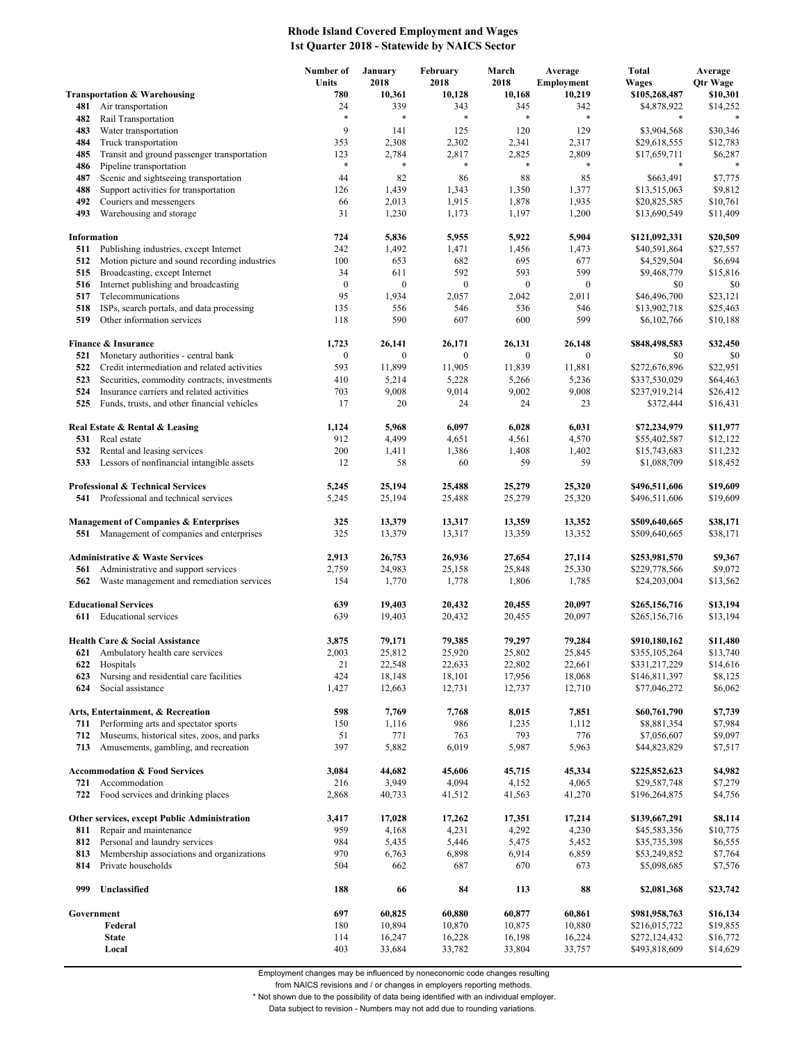# Rhode Island Covered Employment and Wages
## 1st Quarter 2018 - Statewide by NAICS Sector

| | | Number of Units | January 2018 | February 2018 | March 2018 | Average Employment | Total Wages | Average Qtr Wage |
|---|---|---|---|---|---|---|---|---|
| **Transportation & Warehousing** | | **780** | **10,361** | **10,128** | **10,168** | **10,219** | **$105,268,487** | **$10,301** |
| 481 | Air transportation | 24 | 339 | 343 | 345 | 342 | $4,878,922 | $14,252 |
| 482 | Rail Transportation | * | * | * | * | * | * | * |
| 483 | Water transportation | 9 | 141 | 125 | 120 | 129 | $3,904,568 | $30,346 |
| 484 | Truck transportation | 353 | 2,308 | 2,302 | 2,341 | 2,317 | $29,618,555 | $12,783 |
| 485 | Transit and ground passenger transportation | 123 | 2,784 | 2,817 | 2,825 | 2,809 | $17,659,711 | $6,287 |
| 486 | Pipeline transportation | * | * | * | * | * | * | * |
| 487 | Scenic and sightseeing transportation | 44 | 82 | 86 | 88 | 85 | $663,491 | $7,775 |
| 488 | Support activities for transportation | 126 | 1,439 | 1,343 | 1,350 | 1,377 | $13,515,063 | $9,812 |
| 492 | Couriers and messengers | 66 | 2,013 | 1,915 | 1,878 | 1,935 | $20,825,585 | $10,761 |
| 493 | Warehousing and storage | 31 | 1,230 | 1,173 | 1,197 | 1,200 | $13,690,549 | $11,409 |
| **Information** | | **724** | **5,836** | **5,955** | **5,922** | **5,904** | **$121,092,331** | **$20,509** |
| 511 | Publishing industries, except Internet | 242 | 1,492 | 1,471 | 1,456 | 1,473 | $40,591,864 | $27,557 |
| 512 | Motion picture and sound recording industries | 100 | 653 | 682 | 695 | 677 | $4,529,504 | $6,694 |
| 515 | Broadcasting, except Internet | 34 | 611 | 592 | 593 | 599 | $9,468,779 | $15,816 |
| 516 | Internet publishing and broadcasting | 0 | 0 | 0 | 0 | 0 | $0 | $0 |
| 517 | Telecommunications | 95 | 1,934 | 2,057 | 2,042 | 2,011 | $46,496,700 | $23,121 |
| 518 | ISPs, search portals, and data processing | 135 | 556 | 546 | 536 | 546 | $13,902,718 | $25,463 |
| 519 | Other information services | 118 | 590 | 607 | 600 | 599 | $6,102,766 | $10,188 |
| **Finance & Insurance** | | **1,723** | **26,141** | **26,171** | **26,131** | **26,148** | **$848,498,583** | **$32,450** |
| 521 | Monetary authorities - central bank | 0 | 0 | 0 | 0 | 0 | $0 | $0 |
| 522 | Credit intermediation and related activities | 593 | 11,899 | 11,905 | 11,839 | 11,881 | $272,676,896 | $22,951 |
| 523 | Securities, commodity contracts, investments | 410 | 5,214 | 5,228 | 5,266 | 5,236 | $337,530,029 | $64,463 |
| 524 | Insurance carriers and related activities | 703 | 9,008 | 9,014 | 9,002 | 9,008 | $237,919,214 | $26,412 |
| 525 | Funds, trusts, and other financial vehicles | 17 | 20 | 24 | 24 | 23 | $372,444 | $16,431 |
| **Real Estate & Rental & Leasing** | | **1,124** | **5,968** | **6,097** | **6,028** | **6,031** | **$72,234,979** | **$11,977** |
| 531 | Real estate | 912 | 4,499 | 4,651 | 4,561 | 4,570 | $55,402,587 | $12,122 |
| 532 | Rental and leasing services | 200 | 1,411 | 1,386 | 1,408 | 1,402 | $15,743,683 | $11,232 |
| 533 | Lessors of nonfinancial intangible assets | 12 | 58 | 60 | 59 | 59 | $1,088,709 | $18,452 |
| **Professional & Technical Services** | | **5,245** | **25,194** | **25,488** | **25,279** | **25,320** | **$496,511,606** | **$19,609** |
| 541 | Professional and technical services | 5,245 | 25,194 | 25,488 | 25,279 | 25,320 | $496,511,606 | $19,609 |
| **Management of Companies & Enterprises** | | **325** | **13,379** | **13,317** | **13,359** | **13,352** | **$509,640,665** | **$38,171** |
| 551 | Management of companies and enterprises | 325 | 13,379 | 13,317 | 13,359 | 13,352 | $509,640,665 | $38,171 |
| **Administrative & Waste Services** | | **2,913** | **26,753** | **26,936** | **27,654** | **27,114** | **$253,981,570** | **$9,367** |
| 561 | Administrative and support services | 2,759 | 24,983 | 25,158 | 25,848 | 25,330 | $229,778,566 | $9,072 |
| 562 | Waste management and remediation services | 154 | 1,770 | 1,778 | 1,806 | 1,785 | $24,203,004 | $13,562 |
| **Educational Services** | | **639** | **19,403** | **20,432** | **20,455** | **20,097** | **$265,156,716** | **$13,194** |
| 611 | Educational services | 639 | 19,403 | 20,432 | 20,455 | 20,097 | $265,156,716 | $13,194 |
| **Health Care & Social Assistance** | | **3,875** | **79,171** | **79,385** | **79,297** | **79,284** | **$910,180,162** | **$11,480** |
| 621 | Ambulatory health care services | 2,003 | 25,812 | 25,920 | 25,802 | 25,845 | $355,105,264 | $13,740 |
| 622 | Hospitals | 21 | 22,548 | 22,633 | 22,802 | 22,661 | $331,217,229 | $14,616 |
| 623 | Nursing and residential care facilities | 424 | 18,148 | 18,101 | 17,956 | 18,068 | $146,811,397 | $8,125 |
| 624 | Social assistance | 1,427 | 12,663 | 12,731 | 12,737 | 12,710 | $77,046,272 | $6,062 |
| **Arts, Entertainment, & Recreation** | | **598** | **7,769** | **7,768** | **8,015** | **7,851** | **$60,761,790** | **$7,739** |
| 711 | Performing arts and spectator sports | 150 | 1,116 | 986 | 1,235 | 1,112 | $8,881,354 | $7,984 |
| 712 | Museums, historical sites, zoos, and parks | 51 | 771 | 763 | 793 | 776 | $7,056,607 | $9,097 |
| 713 | Amusements, gambling, and recreation | 397 | 5,882 | 6,019 | 5,987 | 5,963 | $44,823,829 | $7,517 |
| **Accommodation & Food Services** | | **3,084** | **44,682** | **45,606** | **45,715** | **45,334** | **$225,852,623** | **$4,982** |
| 721 | Accommodation | 216 | 3,949 | 4,094 | 4,152 | 4,065 | $29,587,748 | $7,279 |
| 722 | Food services and drinking places | 2,868 | 40,733 | 41,512 | 41,563 | 41,270 | $196,264,875 | $4,756 |
| **Other services, except Public Administration** | | **3,417** | **17,028** | **17,262** | **17,351** | **17,214** | **$139,667,291** | **$8,114** |
| 811 | Repair and maintenance | 959 | 4,168 | 4,231 | 4,292 | 4,230 | $45,583,356 | $10,775 |
| 812 | Personal and laundry services | 984 | 5,435 | 5,446 | 5,475 | 5,452 | $35,735,398 | $6,555 |
| 813 | Membership associations and organizations | 970 | 6,763 | 6,898 | 6,914 | 6,859 | $53,249,852 | $7,764 |
| 814 | Private households | 504 | 662 | 687 | 670 | 673 | $5,098,685 | $7,576 |
| **999** | **Unclassified** | **188** | **66** | **84** | **113** | **88** | **$2,081,368** | **$23,742** |
| **Government** | | **697** | **60,825** | **60,880** | **60,877** | **60,861** | **$981,958,763** | **$16,134** |
| | **Federal** | 180 | 10,894 | 10,870 | 10,875 | 10,880 | $216,015,722 | $19,855 |
| | **State** | 114 | 16,247 | 16,228 | 16,198 | 16,224 | $272,124,432 | $16,772 |
| | **Local** | 403 | 33,684 | 33,782 | 33,804 | 33,757 | $493,818,609 | $14,629 |

Employment changes may be influenced by noneconomic code changes resulting from NAICS revisions and / or changes in employers reporting methods.

* Not shown due to the possibility of data being identified with an individual employer.

Data subject to revision - Numbers may not add due to rounding variations.